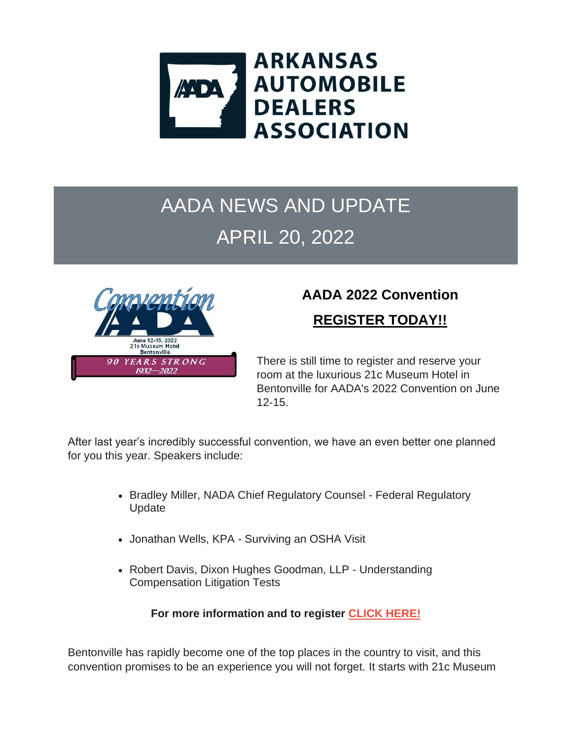# ARKANSAS AUTOMOBILE DEALERS ASSOCIATION

## AADA NEWS AND UPDATE

## APRIL 20, 2022

### AADA 2022 Convention

### REGISTER TODAY!!

There is still time to register and reserve your room at the luxurious 21c Museum Hotel in Bentonville for AADA's 2022 Convention on June 12-15.

After last year's incredibly successful convention, we have an even better one planned for you this year. Speakers include:

- Bradley Miller, NADA Chief Regulatory Counsel - Federal Regulatory Update
- Jonathan Wells, KPA - Surviving an OSHA Visit
- Robert Davis, Dixon Hughes Goodman, LLP - Understanding Compensation Litigation Tests

**For more information and to register CLICK HERE!**

Bentonville has rapidly become one of the top places in the country to visit, and this convention promises to be an experience you will not forget. It starts with 21c Museum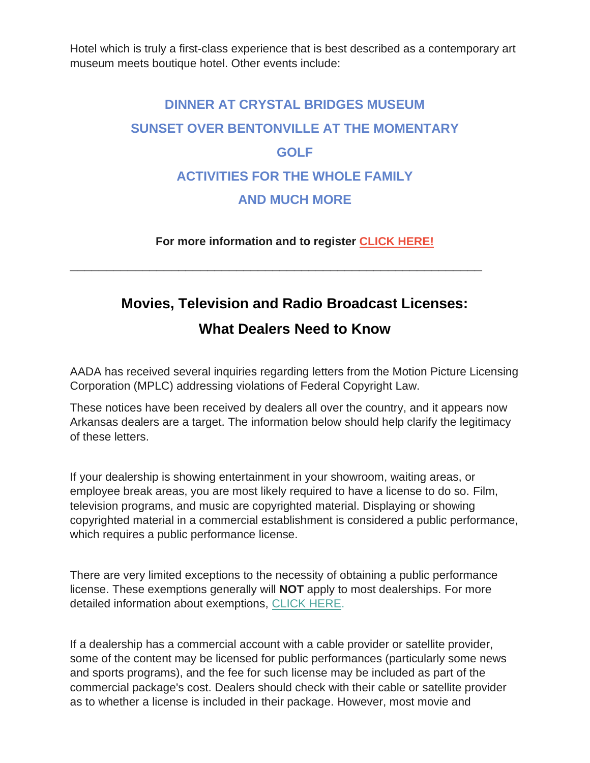Hotel which is truly a first-class experience that is best described as a contemporary art museum meets boutique hotel. Other events include:

**DINNER AT CRYSTAL BRIDGES MUSEUM**

**SUNSET OVER BENTONVILLE AT THE MOMENTARY**

**GOLF**

**ACTIVITIES FOR THE WHOLE FAMILY**

**AND MUCH MORE**

**For more information and to register CLICK HERE!**

---

## Movies, Television and Radio Broadcast Licenses: What Dealers Need to Know

AADA has received several inquiries regarding letters from the Motion Picture Licensing Corporation (MPLC) addressing violations of Federal Copyright Law.

These notices have been received by dealers all over the country, and it appears now Arkansas dealers are a target. The information below should help clarify the legitimacy of these letters.

If your dealership is showing entertainment in your showroom, waiting areas, or employee break areas, you are most likely required to have a license to do so. Film, television programs, and music are copyrighted material. Displaying or showing copyrighted material in a commercial establishment is considered a public performance, which requires a public performance license.

There are very limited exceptions to the necessity of obtaining a public performance license. These exemptions generally will **NOT** apply to most dealerships. For more detailed information about exemptions, CLICK HERE.

If a dealership has a commercial account with a cable provider or satellite provider, some of the content may be licensed for public performances (particularly some news and sports programs), and the fee for such license may be included as part of the commercial package's cost. Dealers should check with their cable or satellite provider as to whether a license is included in their package. However, most movie and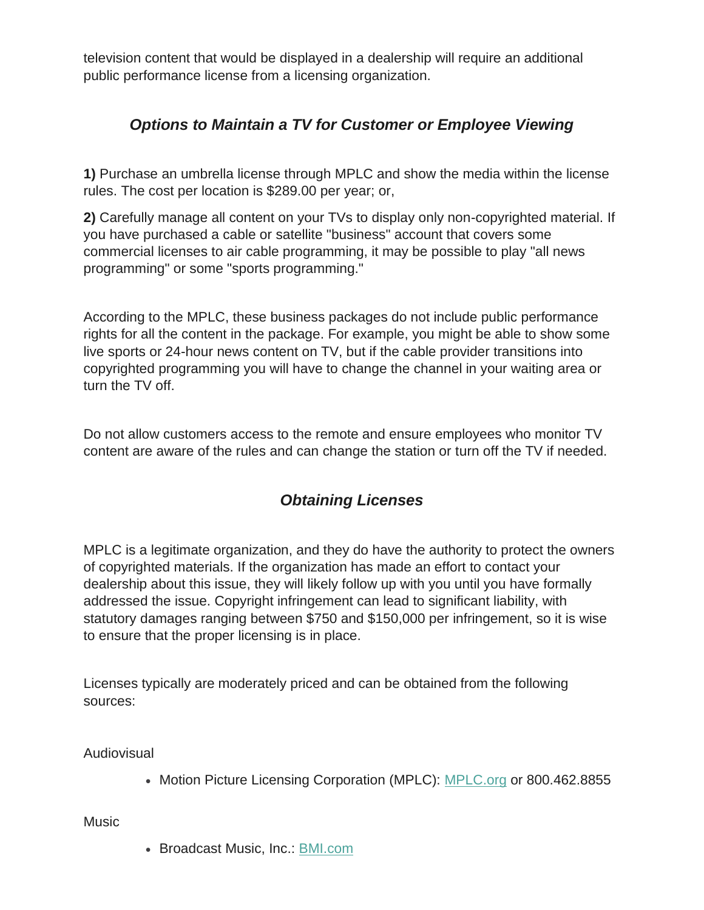television content that would be displayed in a dealership will require an additional public performance license from a licensing organization.

## *Options to Maintain a TV for Customer or Employee Viewing*

**1)** Purchase an umbrella license through MPLC and show the media within the license rules. The cost per location is $289.00 per year; or,

**2)** Carefully manage all content on your TVs to display only non-copyrighted material. If you have purchased a cable or satellite "business" account that covers some commercial licenses to air cable programming, it may be possible to play "all news programming" or some "sports programming."

According to the MPLC, these business packages do not include public performance rights for all the content in the package. For example, you might be able to show some live sports or 24-hour news content on TV, but if the cable provider transitions into copyrighted programming you will have to change the channel in your waiting area or turn the TV off.

Do not allow customers access to the remote and ensure employees who monitor TV content are aware of the rules and can change the station or turn off the TV if needed.

## *Obtaining Licenses*

MPLC is a legitimate organization, and they do have the authority to protect the owners of copyrighted materials. If the organization has made an effort to contact your dealership about this issue, they will likely follow up with you until you have formally addressed the issue. Copyright infringement can lead to significant liability, with statutory damages ranging between $750 and $150,000 per infringement, so it is wise to ensure that the proper licensing is in place.

Licenses typically are moderately priced and can be obtained from the following sources:

Audiovisual

- Motion Picture Licensing Corporation (MPLC): [MPLC.org](MPLC.org) or 800.462.8855

Music

- Broadcast Music, Inc.: [BMI.com](BMI.com)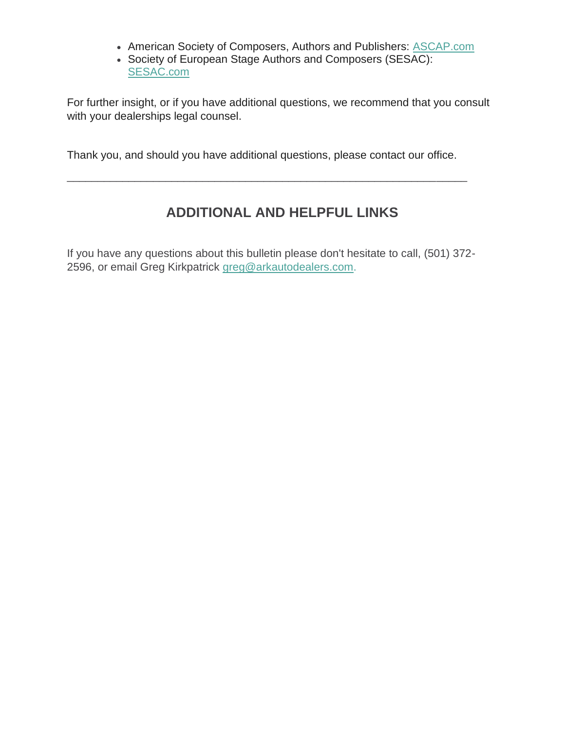- American Society of Composers, Authors and Publishers: [ASCAP.com](ASCAP.com)
- Society of European Stage Authors and Composers (SESAC): [SESAC.com](SESAC.com)

For further insight, or if you have additional questions, we recommend that you consult with your dealerships legal counsel.

Thank you, and should you have additional questions, please contact our office.

---

## ADDITIONAL AND HELPFUL LINKS

If you have any questions about this bulletin please don't hesitate to call, (501) 372-2596, or email Greg Kirkpatrick greg@arkautodealers.com.